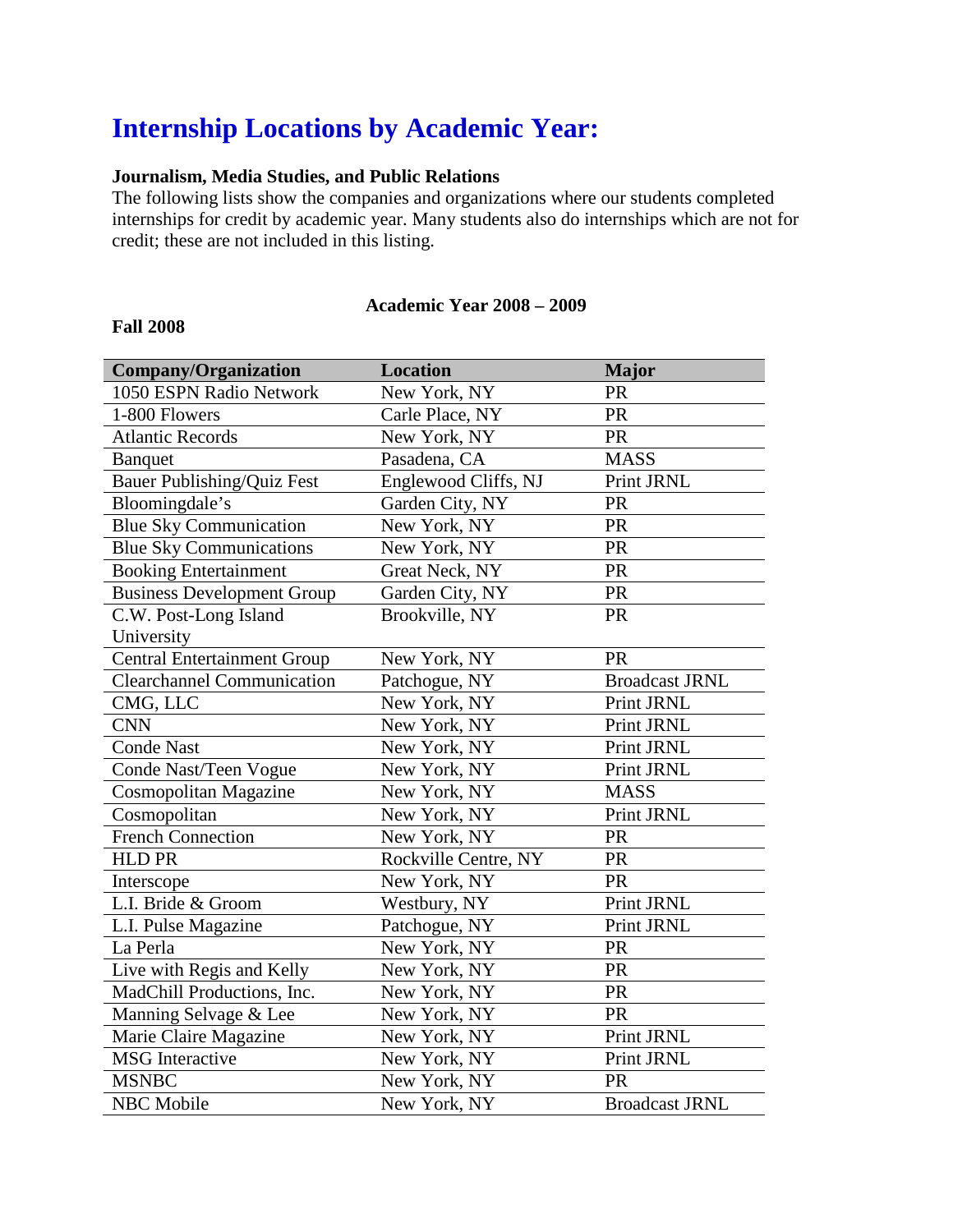# Internship Locations by Academic Year:

**Journalism, Media Studies, and Public Relations**

The following lists show the companies and organizations where our students completed internships for credit by academic year. Many students also do internships which are not for credit; these are not included in this listing.

**Academic Year 2008 – 2009**

**Fall 2008**

| Company/Organization | Location | Major |
|---|---|---|
| 1050 ESPN Radio Network | New York, NY | PR |
| 1-800 Flowers | Carle Place, NY | PR |
| Atlantic Records | New York, NY | PR |
| Banquet | Pasadena, CA | MASS |
| Bauer Publishing/Quiz Fest | Englewood Cliffs, NJ | Print JRNL |
| Bloomingdale's | Garden City, NY | PR |
| Blue Sky Communication | New York, NY | PR |
| Blue Sky Communications | New York, NY | PR |
| Booking Entertainment | Great Neck, NY | PR |
| Business Development Group | Garden City, NY | PR |
| C.W. Post-Long Island University | Brookville, NY | PR |
| Central Entertainment Group | New York, NY | PR |
| Clearchannel Communication | Patchogue, NY | Broadcast JRNL |
| CMG, LLC | New York, NY | Print JRNL |
| CNN | New York, NY | Print JRNL |
| Conde Nast | New York, NY | Print JRNL |
| Conde Nast/Teen Vogue | New York, NY | Print JRNL |
| Cosmopolitan Magazine | New York, NY | MASS |
| Cosmopolitan | New York, NY | Print JRNL |
| French Connection | New York, NY | PR |
| HLD PR | Rockville Centre, NY | PR |
| Interscope | New York, NY | PR |
| L.I. Bride & Groom | Westbury, NY | Print JRNL |
| L.I. Pulse Magazine | Patchogue, NY | Print JRNL |
| La Perla | New York, NY | PR |
| Live with Regis and Kelly | New York, NY | PR |
| MadChill Productions, Inc. | New York, NY | PR |
| Manning Selvage & Lee | New York, NY | PR |
| Marie Claire Magazine | New York, NY | Print JRNL |
| MSG Interactive | New York, NY | Print JRNL |
| MSNBC | New York, NY | PR |
| NBC Mobile | New York, NY | Broadcast JRNL |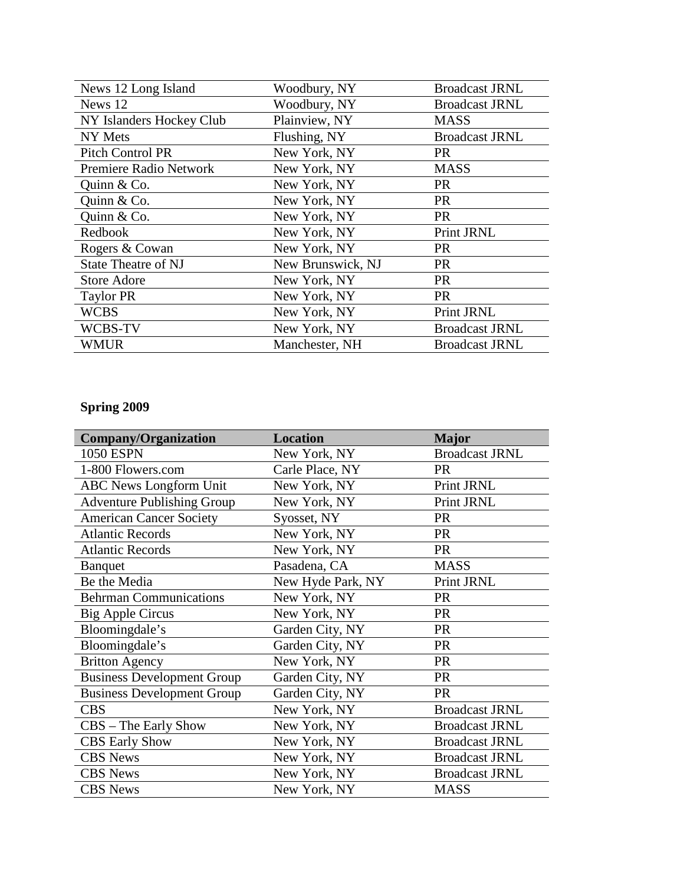| | | |
|---|---|---|
| News 12 Long Island | Woodbury, NY | Broadcast JRNL |
| News 12 | Woodbury, NY | Broadcast JRNL |
| NY Islanders Hockey Club | Plainview, NY | MASS |
| NY Mets | Flushing, NY | Broadcast JRNL |
| Pitch Control PR | New York, NY | PR |
| Premiere Radio Network | New York, NY | MASS |
| Quinn & Co. | New York, NY | PR |
| Quinn & Co. | New York, NY | PR |
| Quinn & Co. | New York, NY | PR |
| Redbook | New York, NY | Print JRNL |
| Rogers & Cowan | New York, NY | PR |
| State Theatre of NJ | New Brunswick, NJ | PR |
| Store Adore | New York, NY | PR |
| Taylor PR | New York, NY | PR |
| WCBS | New York, NY | Print JRNL |
| WCBS-TV | New York, NY | Broadcast JRNL |
| WMUR | Manchester, NH | Broadcast JRNL |

**Spring 2009**

| Company/Organization | Location | Major |
|---|---|---|
| 1050 ESPN | New York, NY | Broadcast JRNL |
| 1-800 Flowers.com | Carle Place, NY | PR |
| ABC News Longform Unit | New York, NY | Print JRNL |
| Adventure Publishing Group | New York, NY | Print JRNL |
| American Cancer Society | Syosset, NY | PR |
| Atlantic Records | New York, NY | PR |
| Atlantic Records | New York, NY | PR |
| Banquet | Pasadena, CA | MASS |
| Be the Media | New Hyde Park, NY | Print JRNL |
| Behrman Communications | New York, NY | PR |
| Big Apple Circus | New York, NY | PR |
| Bloomingdale's | Garden City, NY | PR |
| Bloomingdale's | Garden City, NY | PR |
| Britton Agency | New York, NY | PR |
| Business Development Group | Garden City, NY | PR |
| Business Development Group | Garden City, NY | PR |
| CBS | New York, NY | Broadcast JRNL |
| CBS – The Early Show | New York, NY | Broadcast JRNL |
| CBS Early Show | New York, NY | Broadcast JRNL |
| CBS News | New York, NY | Broadcast JRNL |
| CBS News | New York, NY | Broadcast JRNL |
| CBS News | New York, NY | MASS |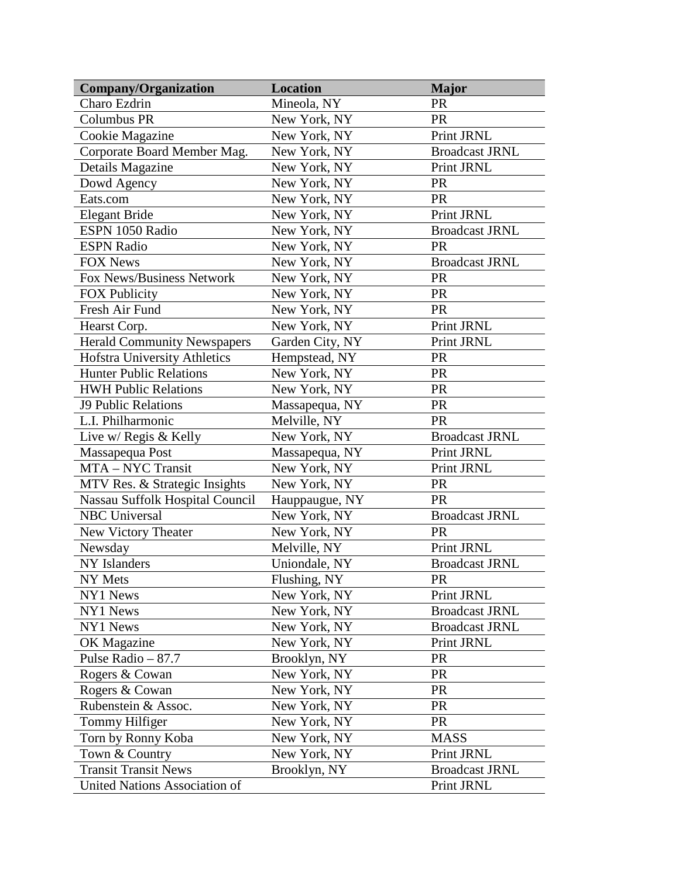| Company/Organization | Location | Major |
|---|---|---|
| Charo Ezdrin | Mineola, NY | PR |
| Columbus PR | New York, NY | PR |
| Cookie Magazine | New York, NY | Print JRNL |
| Corporate Board Member Mag. | New York, NY | Broadcast JRNL |
| Details Magazine | New York, NY | Print JRNL |
| Dowd Agency | New York, NY | PR |
| Eats.com | New York, NY | PR |
| Elegant Bride | New York, NY | Print JRNL |
| ESPN 1050 Radio | New York, NY | Broadcast JRNL |
| ESPN Radio | New York, NY | PR |
| FOX News | New York, NY | Broadcast JRNL |
| Fox News/Business Network | New York, NY | PR |
| FOX Publicity | New York, NY | PR |
| Fresh Air Fund | New York, NY | PR |
| Hearst Corp. | New York, NY | Print JRNL |
| Herald Community Newspapers | Garden City, NY | Print JRNL |
| Hofstra University Athletics | Hempstead, NY | PR |
| Hunter Public Relations | New York, NY | PR |
| HWH Public Relations | New York, NY | PR |
| J9 Public Relations | Massapequa, NY | PR |
| L.I. Philharmonic | Melville, NY | PR |
| Live w/ Regis & Kelly | New York, NY | Broadcast JRNL |
| Massapequa Post | Massapequa, NY | Print JRNL |
| MTA – NYC Transit | New York, NY | Print JRNL |
| MTV Res. & Strategic Insights | New York, NY | PR |
| Nassau Suffolk Hospital Council | Hauppauge, NY | PR |
| NBC Universal | New York, NY | Broadcast JRNL |
| New Victory Theater | New York, NY | PR |
| Newsday | Melville, NY | Print JRNL |
| NY Islanders | Uniondale, NY | Broadcast JRNL |
| NY Mets | Flushing, NY | PR |
| NY1 News | New York, NY | Print JRNL |
| NY1 News | New York, NY | Broadcast JRNL |
| NY1 News | New York, NY | Broadcast JRNL |
| OK Magazine | New York, NY | Print JRNL |
| Pulse Radio – 87.7 | Brooklyn, NY | PR |
| Rogers & Cowan | New York, NY | PR |
| Rogers & Cowan | New York, NY | PR |
| Rubenstein & Assoc. | New York, NY | PR |
| Tommy Hilfiger | New York, NY | PR |
| Torn by Ronny Koba | New York, NY | MASS |
| Town & Country | New York, NY | Print JRNL |
| Transit Transit News | Brooklyn, NY | Broadcast JRNL |
| United Nations Association of | | Print JRNL |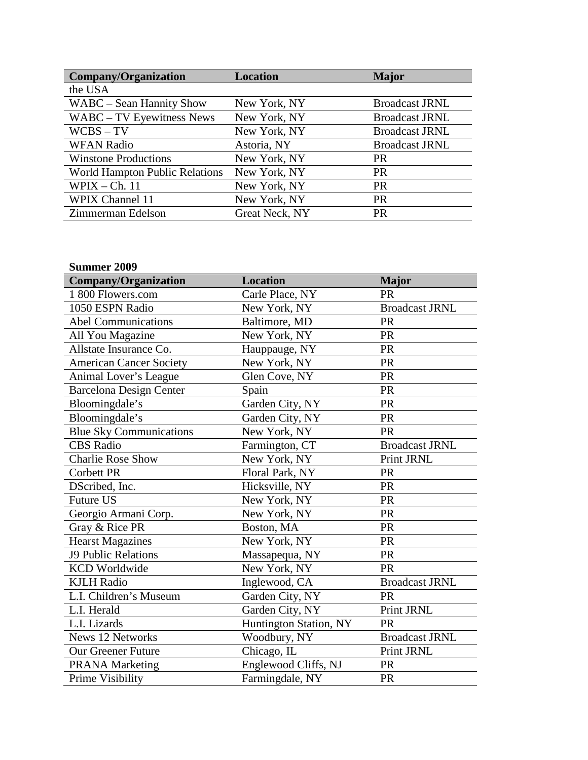| Company/Organization | Location | Major |
| --- | --- | --- |
| the USA | | |
| WABC – Sean Hannity Show | New York, NY | Broadcast JRNL |
| WABC – TV Eyewitness News | New York, NY | Broadcast JRNL |
| WCBS – TV | New York, NY | Broadcast JRNL |
| WFAN Radio | Astoria, NY | Broadcast JRNL |
| Winstone Productions | New York, NY | PR |
| World Hampton Public Relations | New York, NY | PR |
| WPIX – Ch. 11 | New York, NY | PR |
| WPIX Channel 11 | New York, NY | PR |
| Zimmerman Edelson | Great Neck, NY | PR |

**Summer 2009**

| Company/Organization | Location | Major |
| --- | --- | --- |
| 1 800 Flowers.com | Carle Place, NY | PR |
| 1050 ESPN Radio | New York, NY | Broadcast JRNL |
| Abel Communications | Baltimore, MD | PR |
| All You Magazine | New York, NY | PR |
| Allstate Insurance Co. | Hauppauge, NY | PR |
| American Cancer Society | New York, NY | PR |
| Animal Lover's League | Glen Cove, NY | PR |
| Barcelona Design Center | Spain | PR |
| Bloomingdale's | Garden City, NY | PR |
| Bloomingdale's | Garden City, NY | PR |
| Blue Sky Communications | New York, NY | PR |
| CBS Radio | Farmington, CT | Broadcast JRNL |
| Charlie Rose Show | New York, NY | Print JRNL |
| Corbett PR | Floral Park, NY | PR |
| DScribed, Inc. | Hicksville, NY | PR |
| Future US | New York, NY | PR |
| Georgio Armani Corp. | New York, NY | PR |
| Gray & Rice PR | Boston, MA | PR |
| Hearst Magazines | New York, NY | PR |
| J9 Public Relations | Massapequa, NY | PR |
| KCD Worldwide | New York, NY | PR |
| KJLH Radio | Inglewood, CA | Broadcast JRNL |
| L.I. Children's Museum | Garden City, NY | PR |
| L.I. Herald | Garden City, NY | Print JRNL |
| L.I. Lizards | Huntington Station, NY | PR |
| News 12 Networks | Woodbury, NY | Broadcast JRNL |
| Our Greener Future | Chicago, IL | Print JRNL |
| PRANA Marketing | Englewood Cliffs, NJ | PR |
| Prime Visibility | Farmingdale, NY | PR |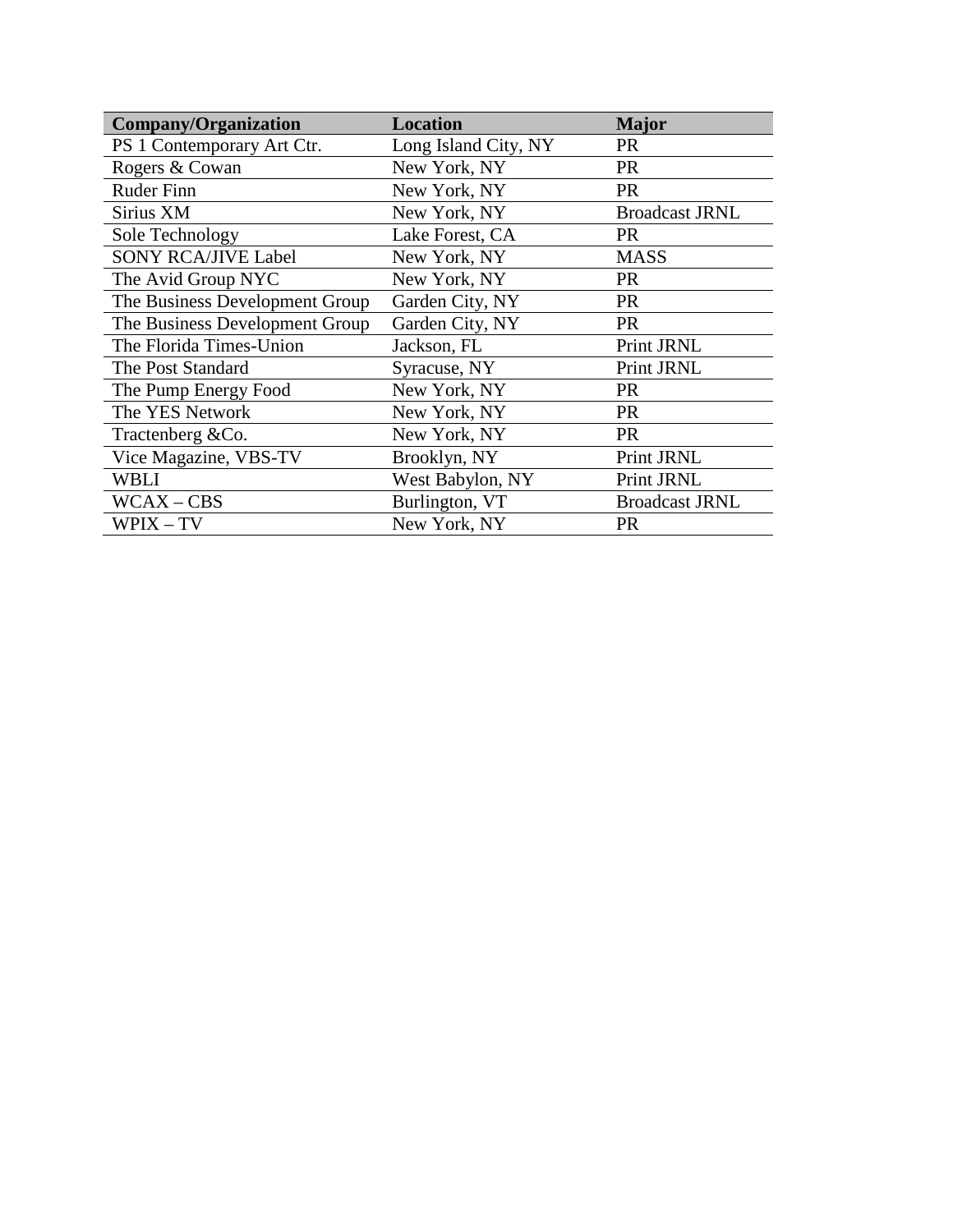| Company/Organization | Location | Major |
|---|---|---|
| PS 1 Contemporary Art Ctr. | Long Island City, NY | PR |
| Rogers & Cowan | New York, NY | PR |
| Ruder Finn | New York, NY | PR |
| Sirius XM | New York, NY | Broadcast JRNL |
| Sole Technology | Lake Forest, CA | PR |
| SONY RCA/JIVE Label | New York, NY | MASS |
| The Avid Group NYC | New York, NY | PR |
| The Business Development Group | Garden City, NY | PR |
| The Business Development Group | Garden City, NY | PR |
| The Florida Times-Union | Jackson, FL | Print JRNL |
| The Post Standard | Syracuse, NY | Print JRNL |
| The Pump Energy Food | New York, NY | PR |
| The YES Network | New York, NY | PR |
| Tractenberg &Co. | New York, NY | PR |
| Vice Magazine, VBS-TV | Brooklyn, NY | Print JRNL |
| WBLI | West Babylon, NY | Print JRNL |
| WCAX – CBS | Burlington, VT | Broadcast JRNL |
| WPIX – TV | New York, NY | PR |